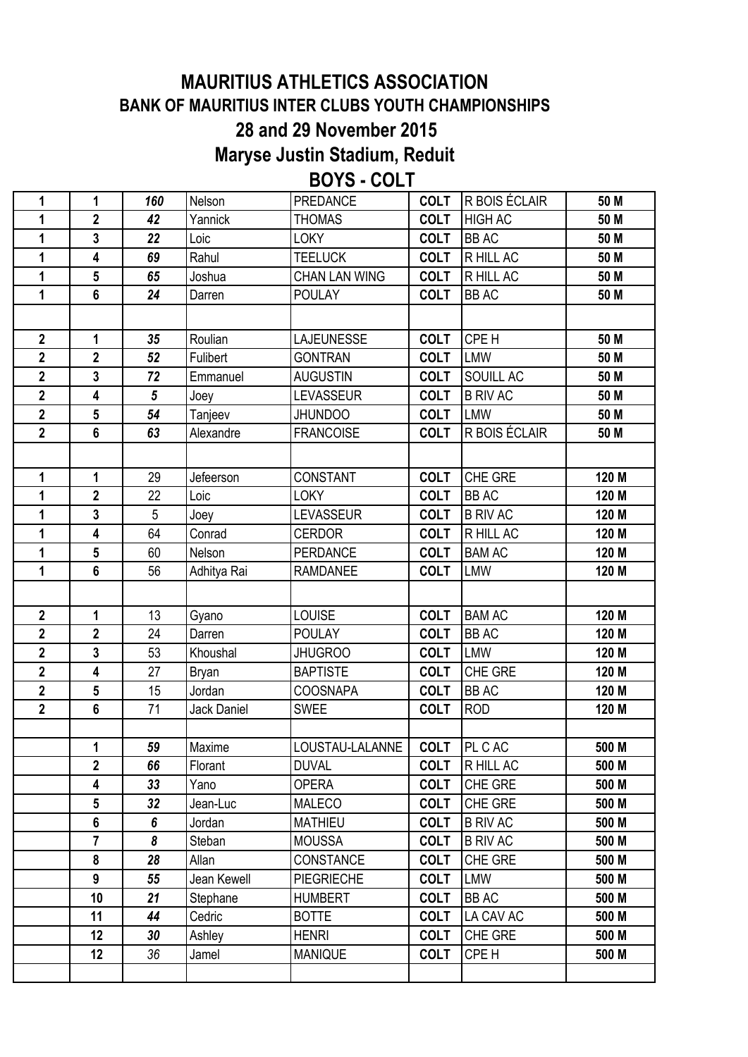# MAURITIUS ATHLETICS ASSOCIATION

## BANK OF MAURITIUS INTER CLUBS YOUTH CHAMPIONSHIPS

## 28 and 29 November 2015

## Maryse Justin Stadium, Reduit

## BOYS - COLT

| | | | | | | | |
|---|---|---|---|---|---|---|---|
| 1 | 1 | 160 | Nelson | PREDANCE | COLT | R BOIS ÉCLAIR | 50 M |
| 1 | 2 | 42 | Yannick | THOMAS | COLT | HIGH AC | 50 M |
| 1 | 3 | 22 | Loic | LOKY | COLT | BB AC | 50 M |
| 1 | 4 | 69 | Rahul | TEELUCK | COLT | R HILL AC | 50 M |
| 1 | 5 | 65 | Joshua | CHAN LAN WING | COLT | R HILL AC | 50 M |
| 1 | 6 | 24 | Darren | POULAY | COLT | BB AC | 50 M |
| | | | | | | | |
| 2 | 1 | 35 | Roulian | LAJEUNESSE | COLT | CPE H | 50 M |
| 2 | 2 | 52 | Fulibert | GONTRAN | COLT | LMW | 50 M |
| 2 | 3 | 72 | Emmanuel | AUGUSTIN | COLT | SOUILL AC | 50 M |
| 2 | 4 | 5 | Joey | LEVASSEUR | COLT | B RIV AC | 50 M |
| 2 | 5 | 54 | Tanjeev | JHUNDOO | COLT | LMW | 50 M |
| 2 | 6 | 63 | Alexandre | FRANCOISE | COLT | R BOIS ÉCLAIR | 50 M |
| | | | | | | | |
| 1 | 1 | 29 | Jefeerson | CONSTANT | COLT | CHE GRE | 120 M |
| 1 | 2 | 22 | Loic | LOKY | COLT | BB AC | 120 M |
| 1 | 3 | 5 | Joey | LEVASSEUR | COLT | B RIV AC | 120 M |
| 1 | 4 | 64 | Conrad | CERDOR | COLT | R HILL AC | 120 M |
| 1 | 5 | 60 | Nelson | PERDANCE | COLT | BAM AC | 120 M |
| 1 | 6 | 56 | Adhitya Rai | RAMDANEE | COLT | LMW | 120 M |
| | | | | | | | |
| 2 | 1 | 13 | Gyano | LOUISE | COLT | BAM AC | 120 M |
| 2 | 2 | 24 | Darren | POULAY | COLT | BB AC | 120 M |
| 2 | 3 | 53 | Khoushal | JHUGROO | COLT | LMW | 120 M |
| 2 | 4 | 27 | Bryan | BAPTISTE | COLT | CHE GRE | 120 M |
| 2 | 5 | 15 | Jordan | COOSNAPA | COLT | BB AC | 120 M |
| 2 | 6 | 71 | Jack Daniel | SWEE | COLT | ROD | 120 M |
| | | | | | | | |
| | 1 | 59 | Maxime | LOUSTAU-LALANNE | COLT | PL C AC | 500 M |
| | 2 | 66 | Florant | DUVAL | COLT | R HILL AC | 500 M |
| | 4 | 33 | Yano | OPERA | COLT | CHE GRE | 500 M |
| | 5 | 32 | Jean-Luc | MALECO | COLT | CHE GRE | 500 M |
| | 6 | 6 | Jordan | MATHIEU | COLT | B RIV AC | 500 M |
| | 7 | 8 | Steban | MOUSSA | COLT | B RIV AC | 500 M |
| | 8 | 28 | Allan | CONSTANCE | COLT | CHE GRE | 500 M |
| | 9 | 55 | Jean Kewell | PIEGRIECHE | COLT | LMW | 500 M |
| | 10 | 21 | Stephane | HUMBERT | COLT | BB AC | 500 M |
| | 11 | 44 | Cedric | BOTTE | COLT | LA CAV AC | 500 M |
| | 12 | 30 | Ashley | HENRI | COLT | CHE GRE | 500 M |
| | 12 | 36 | Jamel | MANIQUE | COLT | CPE H | 500 M |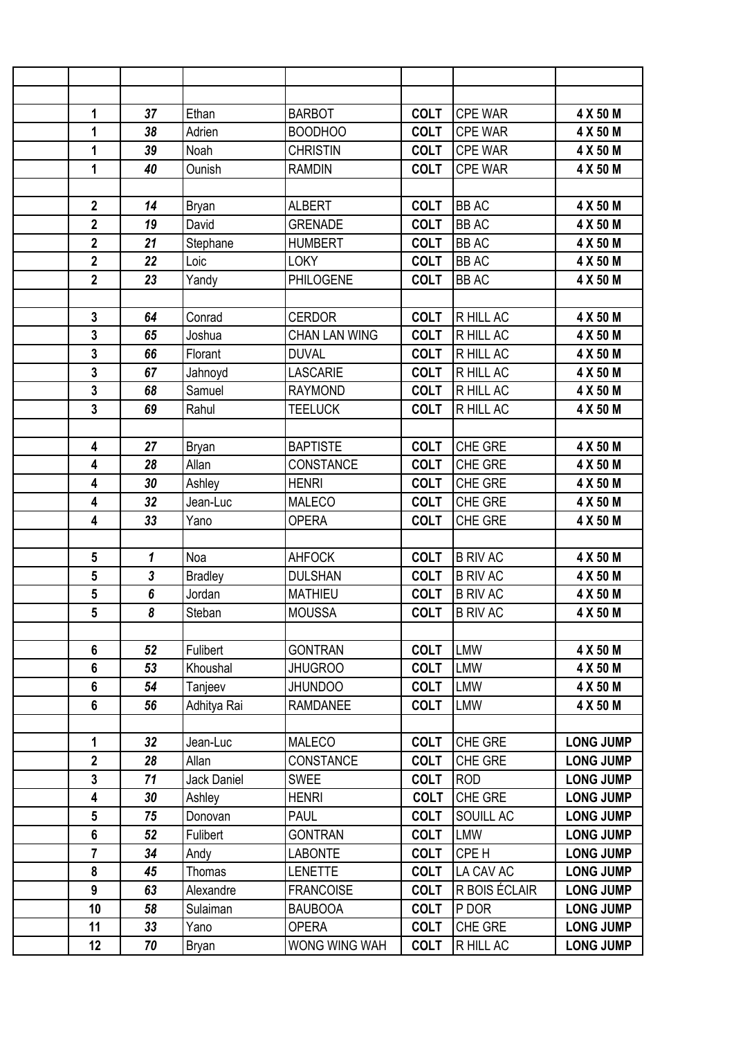| | | | | | | | |
|---|---|---|---|---|---|---|---|
| | | | | | | | |
| | 1 | 37 | Ethan | BARBOT | COLT | CPE WAR | 4 X 50 M |
| | 1 | 38 | Adrien | BOODHOO | COLT | CPE WAR | 4 X 50 M |
| | 1 | 39 | Noah | CHRISTIN | COLT | CPE WAR | 4 X 50 M |
| | 1 | 40 | Ounish | RAMDIN | COLT | CPE WAR | 4 X 50 M |
| | | | | | | | |
| | 2 | 14 | Bryan | ALBERT | COLT | BB AC | 4 X 50 M |
| | 2 | 19 | David | GRENADE | COLT | BB AC | 4 X 50 M |
| | 2 | 21 | Stephane | HUMBERT | COLT | BB AC | 4 X 50 M |
| | 2 | 22 | Loic | LOKY | COLT | BB AC | 4 X 50 M |
| | 2 | 23 | Yandy | PHILOGENE | COLT | BB AC | 4 X 50 M |
| | | | | | | | |
| | 3 | 64 | Conrad | CERDOR | COLT | R HILL AC | 4 X 50 M |
| | 3 | 65 | Joshua | CHAN LAN WING | COLT | R HILL AC | 4 X 50 M |
| | 3 | 66 | Florant | DUVAL | COLT | R HILL AC | 4 X 50 M |
| | 3 | 67 | Jahnoyd | LASCARIE | COLT | R HILL AC | 4 X 50 M |
| | 3 | 68 | Samuel | RAYMOND | COLT | R HILL AC | 4 X 50 M |
| | 3 | 69 | Rahul | TEELUCK | COLT | R HILL AC | 4 X 50 M |
| | | | | | | | |
| | 4 | 27 | Bryan | BAPTISTE | COLT | CHE GRE | 4 X 50 M |
| | 4 | 28 | Allan | CONSTANCE | COLT | CHE GRE | 4 X 50 M |
| | 4 | 30 | Ashley | HENRI | COLT | CHE GRE | 4 X 50 M |
| | 4 | 32 | Jean-Luc | MALECO | COLT | CHE GRE | 4 X 50 M |
| | 4 | 33 | Yano | OPERA | COLT | CHE GRE | 4 X 50 M |
| | | | | | | | |
| | 5 | 1 | Noa | AHFOCK | COLT | B RIV AC | 4 X 50 M |
| | 5 | 3 | Bradley | DULSHAN | COLT | B RIV AC | 4 X 50 M |
| | 5 | 6 | Jordan | MATHIEU | COLT | B RIV AC | 4 X 50 M |
| | 5 | 8 | Steban | MOUSSA | COLT | B RIV AC | 4 X 50 M |
| | | | | | | | |
| | 6 | 52 | Fulibert | GONTRAN | COLT | LMW | 4 X 50 M |
| | 6 | 53 | Khoushal | JHUGROO | COLT | LMW | 4 X 50 M |
| | 6 | 54 | Tanjeev | JHUNDOO | COLT | LMW | 4 X 50 M |
| | 6 | 56 | Adhitya Rai | RAMDANEE | COLT | LMW | 4 X 50 M |
| | | | | | | | |
| | 1 | 32 | Jean-Luc | MALECO | COLT | CHE GRE | LONG JUMP |
| | 2 | 28 | Allan | CONSTANCE | COLT | CHE GRE | LONG JUMP |
| | 3 | 71 | Jack Daniel | SWEE | COLT | ROD | LONG JUMP |
| | 4 | 30 | Ashley | HENRI | COLT | CHE GRE | LONG JUMP |
| | 5 | 75 | Donovan | PAUL | COLT | SOUILL AC | LONG JUMP |
| | 6 | 52 | Fulibert | GONTRAN | COLT | LMW | LONG JUMP |
| | 7 | 34 | Andy | LABONTE | COLT | CPE H | LONG JUMP |
| | 8 | 45 | Thomas | LENETTE | COLT | LA CAV AC | LONG JUMP |
| | 9 | 63 | Alexandre | FRANCOISE | COLT | R BOIS ÉCLAIR | LONG JUMP |
| | 10 | 58 | Sulaiman | BAUBOOA | COLT | P DOR | LONG JUMP |
| | 11 | 33 | Yano | OPERA | COLT | CHE GRE | LONG JUMP |
| | 12 | 70 | Bryan | WONG WING WAH | COLT | R HILL AC | LONG JUMP |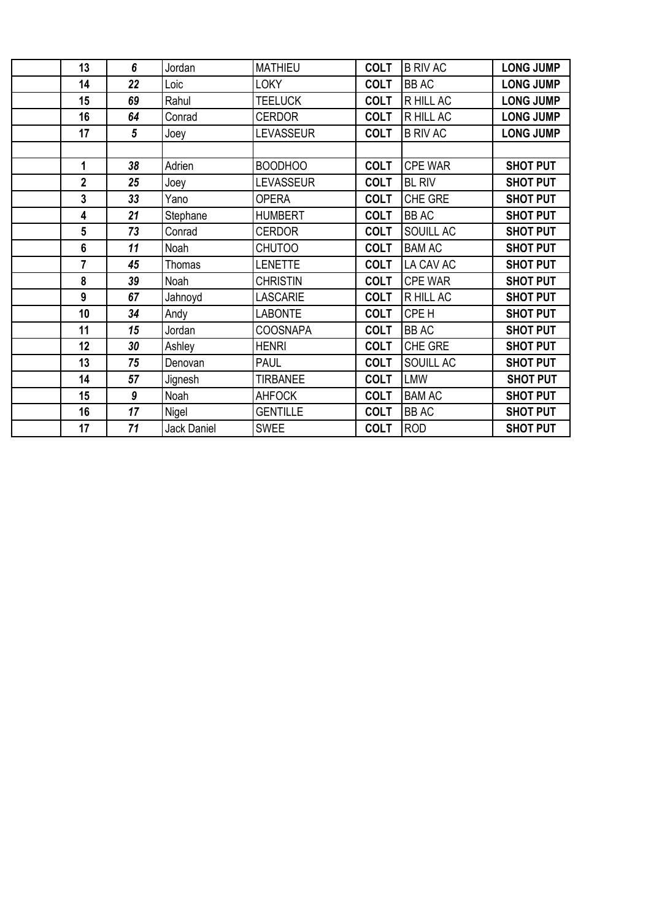| | | | | | | | |
|---|---|---|---|---|---|---|---|
| | 13 | 6 | Jordan | MATHIEU | COLT | B RIV AC | LONG JUMP |
| | 14 | 22 | Loic | LOKY | COLT | BB AC | LONG JUMP |
| | 15 | 69 | Rahul | TEELUCK | COLT | R HILL AC | LONG JUMP |
| | 16 | 64 | Conrad | CERDOR | COLT | R HILL AC | LONG JUMP |
| | 17 | 5 | Joey | LEVASSEUR | COLT | B RIV AC | LONG JUMP |
| | | | | | | | |
| | 1 | 38 | Adrien | BOODHOO | COLT | CPE WAR | SHOT PUT |
| | 2 | 25 | Joey | LEVASSEUR | COLT | BL RIV | SHOT PUT |
| | 3 | 33 | Yano | OPERA | COLT | CHE GRE | SHOT PUT |
| | 4 | 21 | Stephane | HUMBERT | COLT | BB AC | SHOT PUT |
| | 5 | 73 | Conrad | CERDOR | COLT | SOUILL AC | SHOT PUT |
| | 6 | 11 | Noah | CHUTOO | COLT | BAM AC | SHOT PUT |
| | 7 | 45 | Thomas | LENETTE | COLT | LA CAV AC | SHOT PUT |
| | 8 | 39 | Noah | CHRISTIN | COLT | CPE WAR | SHOT PUT |
| | 9 | 67 | Jahnoyd | LASCARIE | COLT | R HILL AC | SHOT PUT |
| | 10 | 34 | Andy | LABONTE | COLT | CPE H | SHOT PUT |
| | 11 | 15 | Jordan | COOSNAPA | COLT | BB AC | SHOT PUT |
| | 12 | 30 | Ashley | HENRI | COLT | CHE GRE | SHOT PUT |
| | 13 | 75 | Denovan | PAUL | COLT | SOUILL AC | SHOT PUT |
| | 14 | 57 | Jignesh | TIRBANEE | COLT | LMW | SHOT PUT |
| | 15 | 9 | Noah | AHFOCK | COLT | BAM AC | SHOT PUT |
| | 16 | 17 | Nigel | GENTILLE | COLT | BB AC | SHOT PUT |
| | 17 | 71 | Jack Daniel | SWEE | COLT | ROD | SHOT PUT |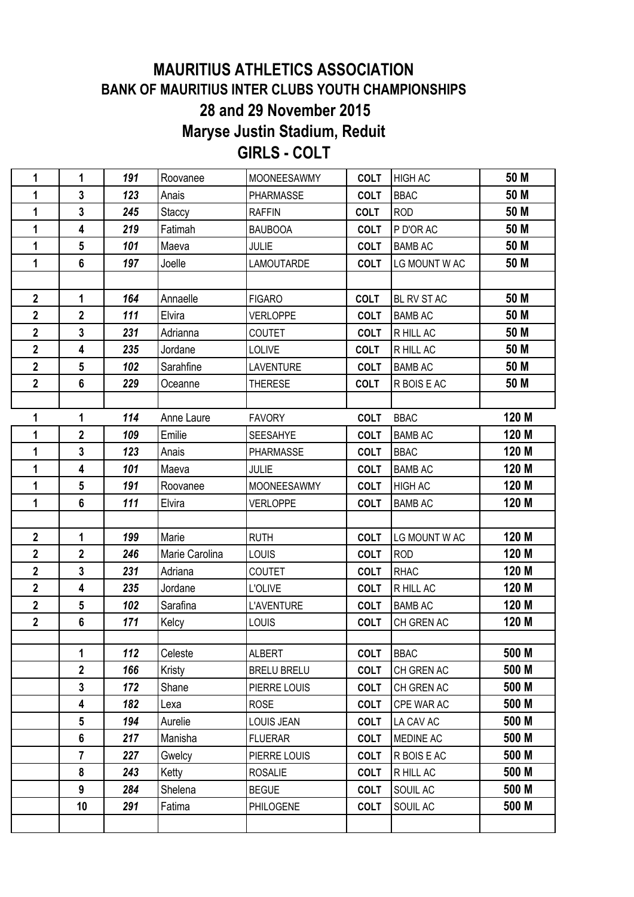# MAURITIUS ATHLETICS ASSOCIATION

## BANK OF MAURITIUS INTER CLUBS YOUTH CHAMPIONSHIPS

## 28 and 29 November 2015

## Maryse Justin Stadium, Reduit

## GIRLS - COLT

| | | | | | | | |
|---|---|---|---|---|---|---|---|
| 1 | 1 | *191* | Roovanee | MOONEESAWMY | COLT | HIGH AC | 50 M |
| 1 | 3 | *123* | Anais | PHARMASSE | COLT | BBAC | 50 M |
| 1 | 3 | *245* | Staccy | RAFFIN | COLT | ROD | 50 M |
| 1 | 4 | *219* | Fatimah | BAUBOOA | COLT | P D'OR AC | 50 M |
| 1 | 5 | *101* | Maeva | JULIE | COLT | BAMB AC | 50 M |
| 1 | 6 | *197* | Joelle | LAMOUTARDE | COLT | LG MOUNT W AC | 50 M |
| | | | | | | | |
| 2 | 1 | *164* | Annaelle | FIGARO | COLT | BL RV ST AC | 50 M |
| 2 | 2 | *111* | Elvira | VERLOPPE | COLT | BAMB AC | 50 M |
| 2 | 3 | *231* | Adrianna | COUTET | COLT | R HILL AC | 50 M |
| 2 | 4 | *235* | Jordane | LOLIVE | COLT | R HILL AC | 50 M |
| 2 | 5 | *102* | Sarahfine | LAVENTURE | COLT | BAMB AC | 50 M |
| 2 | 6 | *229* | Oceanne | THERESE | COLT | R BOIS E AC | 50 M |
| | | | | | | | |
| 1 | 1 | *114* | Anne Laure | FAVORY | COLT | BBAC | 120 M |
| 1 | 2 | *109* | Emilie | SEESAHYE | COLT | BAMB AC | 120 M |
| 1 | 3 | *123* | Anais | PHARMASSE | COLT | BBAC | 120 M |
| 1 | 4 | *101* | Maeva | JULIE | COLT | BAMB AC | 120 M |
| 1 | 5 | *191* | Roovanee | MOONEESAWMY | COLT | HIGH AC | 120 M |
| 1 | 6 | *111* | Elvira | VERLOPPE | COLT | BAMB AC | 120 M |
| | | | | | | | |
| 2 | 1 | *199* | Marie | RUTH | COLT | LG MOUNT W AC | 120 M |
| 2 | 2 | *246* | Marie Carolina | LOUIS | COLT | ROD | 120 M |
| 2 | 3 | *231* | Adriana | COUTET | COLT | RHAC | 120 M |
| 2 | 4 | *235* | Jordane | L'OLIVE | COLT | R HILL AC | 120 M |
| 2 | 5 | *102* | Sarafina | L'AVENTURE | COLT | BAMB AC | 120 M |
| 2 | 6 | *171* | Kelcy | LOUIS | COLT | CH GREN AC | 120 M |
| | | | | | | | |
| | 1 | *112* | Celeste | ALBERT | COLT | BBAC | 500 M |
| | 2 | *166* | Kristy | BRELU BRELU | COLT | CH GREN AC | 500 M |
| | 3 | *172* | Shane | PIERRE LOUIS | COLT | CH GREN AC | 500 M |
| | 4 | *182* | Lexa | ROSE | COLT | CPE WAR AC | 500 M |
| | 5 | *194* | Aurelie | LOUIS JEAN | COLT | LA CAV AC | 500 M |
| | 6 | *217* | Manisha | FLUERAR | COLT | MEDINE AC | 500 M |
| | 7 | *227* | Gwelcy | PIERRE LOUIS | COLT | R BOIS E AC | 500 M |
| | 8 | *243* | Ketty | ROSALIE | COLT | R HILL AC | 500 M |
| | 9 | *284* | Shelena | BEGUE | COLT | SOUIL AC | 500 M |
| | 10 | *291* | Fatima | PHILOGENE | COLT | SOUIL AC | 500 M |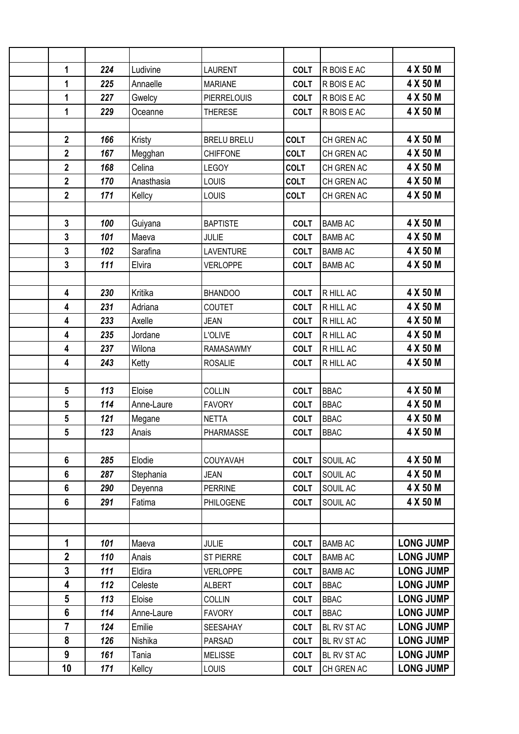| | | | | | | | |
|---|---|---|---|---|---|---|---|
| | | | | | | | |
| | 1 | 224 | Ludivine | LAURENT | COLT | R BOIS E AC | 4 X 50 M |
| | 1 | 225 | Annaelle | MARIANE | COLT | R BOIS E AC | 4 X 50 M |
| | 1 | 227 | Gwelcy | PIERRELOUIS | COLT | R BOIS E AC | 4 X 50 M |
| | 1 | 229 | Oceanne | THERESE | COLT | R BOIS E AC | 4 X 50 M |
| | | | | | | | |
| | 2 | 166 | Kristy | BRELU BRELU | COLT | CH GREN AC | 4 X 50 M |
| | 2 | 167 | Megghan | CHIFFONE | COLT | CH GREN AC | 4 X 50 M |
| | 2 | 168 | Celina | LEGOY | COLT | CH GREN AC | 4 X 50 M |
| | 2 | 170 | Anasthasia | LOUIS | COLT | CH GREN AC | 4 X 50 M |
| | 2 | 171 | Kellcy | LOUIS | COLT | CH GREN AC | 4 X 50 M |
| | | | | | | | |
| | 3 | 100 | Guiyana | BAPTISTE | COLT | BAMB AC | 4 X 50 M |
| | 3 | 101 | Maeva | JULIE | COLT | BAMB AC | 4 X 50 M |
| | 3 | 102 | Sarafina | LAVENTURE | COLT | BAMB AC | 4 X 50 M |
| | 3 | 111 | Elvira | VERLOPPE | COLT | BAMB AC | 4 X 50 M |
| | | | | | | | |
| | 4 | 230 | Kritika | BHANDOO | COLT | R HILL AC | 4 X 50 M |
| | 4 | 231 | Adriana | COUTET | COLT | R HILL AC | 4 X 50 M |
| | 4 | 233 | Axelle | JEAN | COLT | R HILL AC | 4 X 50 M |
| | 4 | 235 | Jordane | L'OLIVE | COLT | R HILL AC | 4 X 50 M |
| | 4 | 237 | Wilona | RAMASAWMY | COLT | R HILL AC | 4 X 50 M |
| | 4 | 243 | Ketty | ROSALIE | COLT | R HILL AC | 4 X 50 M |
| | | | | | | | |
| | 5 | 113 | Eloise | COLLIN | COLT | BBAC | 4 X 50 M |
| | 5 | 114 | Anne-Laure | FAVORY | COLT | BBAC | 4 X 50 M |
| | 5 | 121 | Megane | NETTA | COLT | BBAC | 4 X 50 M |
| | 5 | 123 | Anais | PHARMASSE | COLT | BBAC | 4 X 50 M |
| | | | | | | | |
| | 6 | 285 | Elodie | COUYAVAH | COLT | SOUIL AC | 4 X 50 M |
| | 6 | 287 | Stephania | JEAN | COLT | SOUIL AC | 4 X 50 M |
| | 6 | 290 | Deyenna | PERRINE | COLT | SOUIL AC | 4 X 50 M |
| | 6 | 291 | Fatima | PHILOGENE | COLT | SOUIL AC | 4 X 50 M |
| | | | | | | | |
| | | | | | | | |
| | 1 | 101 | Maeva | JULIE | COLT | BAMB AC | LONG JUMP |
| | 2 | 110 | Anais | ST PIERRE | COLT | BAMB AC | LONG JUMP |
| | 3 | 111 | Eldira | VERLOPPE | COLT | BAMB AC | LONG JUMP |
| | 4 | 112 | Celeste | ALBERT | COLT | BBAC | LONG JUMP |
| | 5 | 113 | Eloise | COLLIN | COLT | BBAC | LONG JUMP |
| | 6 | 114 | Anne-Laure | FAVORY | COLT | BBAC | LONG JUMP |
| | 7 | 124 | Emilie | SEESAHAY | COLT | BL RV ST AC | LONG JUMP |
| | 8 | 126 | Nishika | PARSAD | COLT | BL RV ST AC | LONG JUMP |
| | 9 | 161 | Tania | MELISSE | COLT | BL RV ST AC | LONG JUMP |
| | 10 | 171 | Kellcy | LOUIS | COLT | CH GREN AC | LONG JUMP |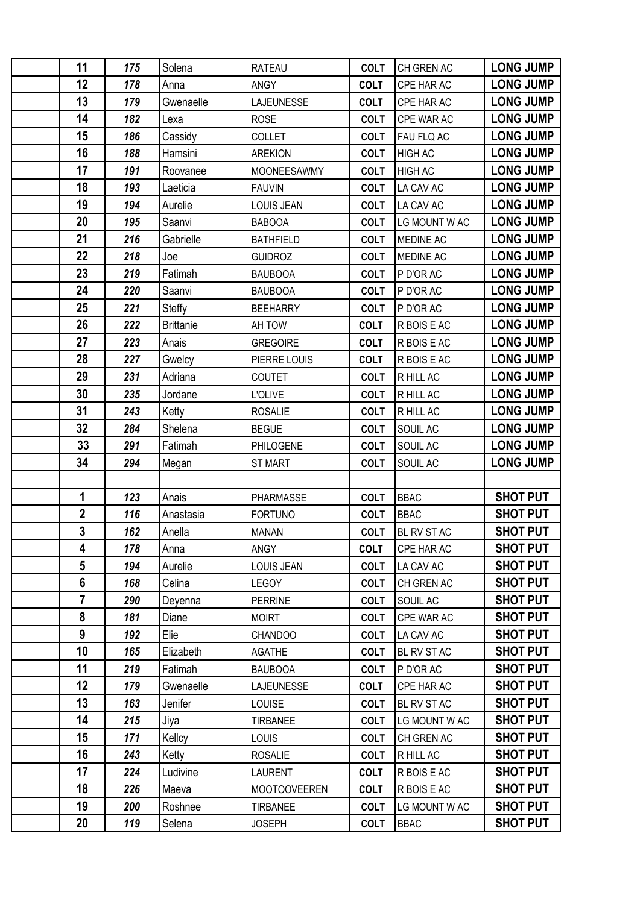| | | | | | | | |
|---|---|---|---|---|---|---|---|
| | 11 | 175 | Solena | RATEAU | COLT | CH GREN AC | LONG JUMP |
| | 12 | 178 | Anna | ANGY | COLT | CPE HAR AC | LONG JUMP |
| | 13 | 179 | Gwenaelle | LAJEUNESSE | COLT | CPE HAR AC | LONG JUMP |
| | 14 | 182 | Lexa | ROSE | COLT | CPE WAR AC | LONG JUMP |
| | 15 | 186 | Cassidy | COLLET | COLT | FAU FLQ AC | LONG JUMP |
| | 16 | 188 | Hamsini | AREKION | COLT | HIGH AC | LONG JUMP |
| | 17 | 191 | Roovanee | MOONEESAWMY | COLT | HIGH AC | LONG JUMP |
| | 18 | 193 | Laeticia | FAUVIN | COLT | LA CAV AC | LONG JUMP |
| | 19 | 194 | Aurelie | LOUIS JEAN | COLT | LA CAV AC | LONG JUMP |
| | 20 | 195 | Saanvi | BABOOA | COLT | LG MOUNT W AC | LONG JUMP |
| | 21 | 216 | Gabrielle | BATHFIELD | COLT | MEDINE AC | LONG JUMP |
| | 22 | 218 | Joe | GUIDROZ | COLT | MEDINE AC | LONG JUMP |
| | 23 | 219 | Fatimah | BAUBOOA | COLT | P D'OR AC | LONG JUMP |
| | 24 | 220 | Saanvi | BAUBOOA | COLT | P D'OR AC | LONG JUMP |
| | 25 | 221 | Steffy | BEEHARRY | COLT | P D'OR AC | LONG JUMP |
| | 26 | 222 | Brittanie | AH TOW | COLT | R BOIS E AC | LONG JUMP |
| | 27 | 223 | Anais | GREGOIRE | COLT | R BOIS E AC | LONG JUMP |
| | 28 | 227 | Gwelcy | PIERRE LOUIS | COLT | R BOIS E AC | LONG JUMP |
| | 29 | 231 | Adriana | COUTET | COLT | R HILL AC | LONG JUMP |
| | 30 | 235 | Jordane | L'OLIVE | COLT | R HILL AC | LONG JUMP |
| | 31 | 243 | Ketty | ROSALIE | COLT | R HILL AC | LONG JUMP |
| | 32 | 284 | Shelena | BEGUE | COLT | SOUIL AC | LONG JUMP |
| | 33 | 291 | Fatimah | PHILOGENE | COLT | SOUIL AC | LONG JUMP |
| | 34 | 294 | Megan | ST MART | COLT | SOUIL AC | LONG JUMP |
| | | | | | | | |
| | 1 | 123 | Anais | PHARMASSE | COLT | BBAC | SHOT PUT |
| | 2 | 116 | Anastasia | FORTUNO | COLT | BBAC | SHOT PUT |
| | 3 | 162 | Anella | MANAN | COLT | BL RV ST AC | SHOT PUT |
| | 4 | 178 | Anna | ANGY | COLT | CPE HAR AC | SHOT PUT |
| | 5 | 194 | Aurelie | LOUIS JEAN | COLT | LA CAV AC | SHOT PUT |
| | 6 | 168 | Celina | LEGOY | COLT | CH GREN AC | SHOT PUT |
| | 7 | 290 | Deyenna | PERRINE | COLT | SOUIL AC | SHOT PUT |
| | 8 | 181 | Diane | MOIRT | COLT | CPE WAR AC | SHOT PUT |
| | 9 | 192 | Elie | CHANDOO | COLT | LA CAV AC | SHOT PUT |
| | 10 | 165 | Elizabeth | AGATHE | COLT | BL RV ST AC | SHOT PUT |
| | 11 | 219 | Fatimah | BAUBOOA | COLT | P D'OR AC | SHOT PUT |
| | 12 | 179 | Gwenaelle | LAJEUNESSE | COLT | CPE HAR AC | SHOT PUT |
| | 13 | 163 | Jenifer | LOUISE | COLT | BL RV ST AC | SHOT PUT |
| | 14 | 215 | Jiya | TIRBANEE | COLT | LG MOUNT W AC | SHOT PUT |
| | 15 | 171 | Kellcy | LOUIS | COLT | CH GREN AC | SHOT PUT |
| | 16 | 243 | Ketty | ROSALIE | COLT | R HILL AC | SHOT PUT |
| | 17 | 224 | Ludivine | LAURENT | COLT | R BOIS E AC | SHOT PUT |
| | 18 | 226 | Maeva | MOOTOOVEEREN | COLT | R BOIS E AC | SHOT PUT |
| | 19 | 200 | Roshnee | TIRBANEE | COLT | LG MOUNT W AC | SHOT PUT |
| | 20 | 119 | Selena | JOSEPH | COLT | BBAC | SHOT PUT |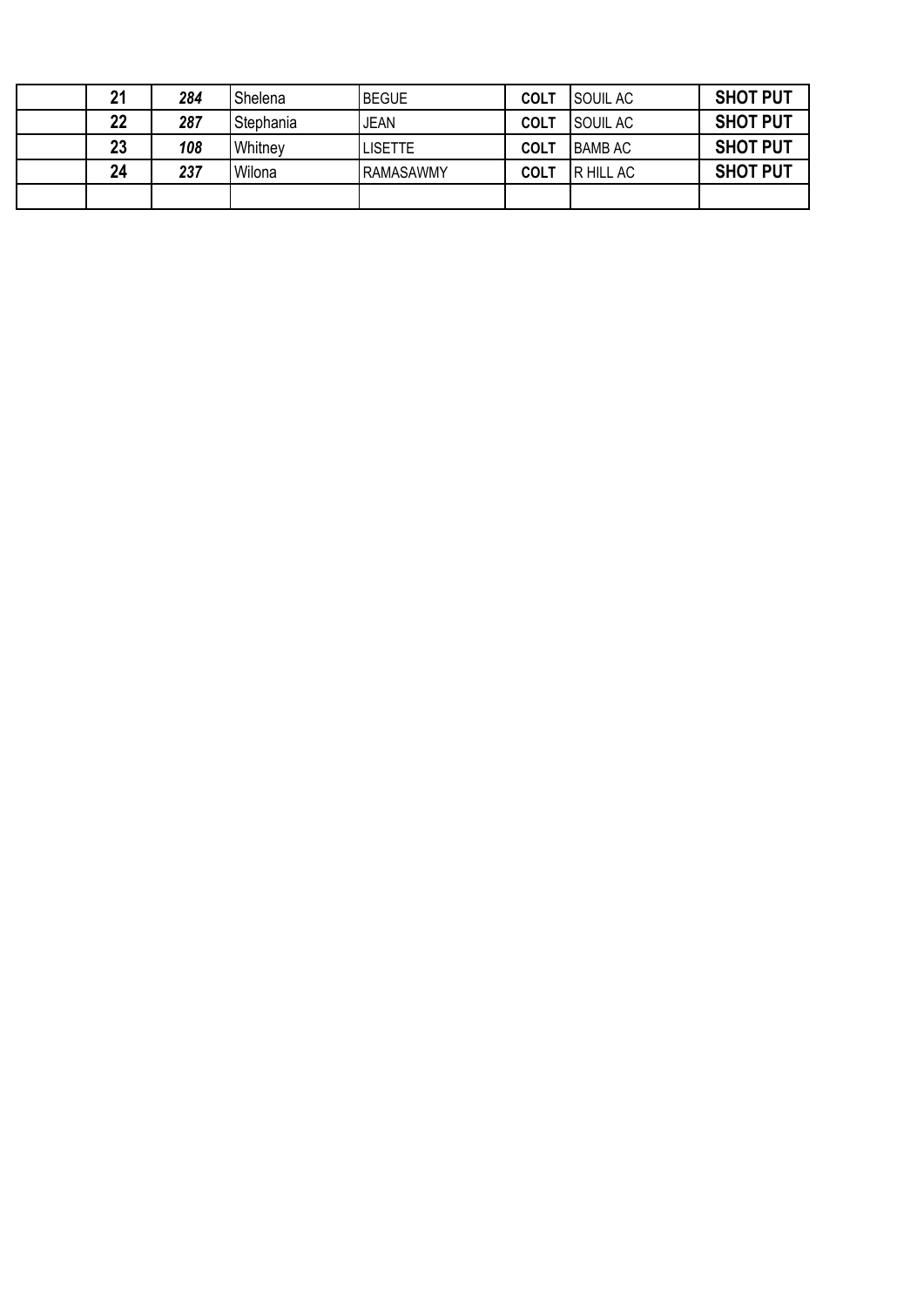| | | | | | | | |
|---|---|---|---|---|---|---|---|
| | **21** | ***284*** | Shelena | BEGUE | **COLT** | SOUIL AC | **SHOT PUT** |
| | **22** | ***287*** | Stephania | JEAN | **COLT** | SOUIL AC | **SHOT PUT** |
| | **23** | ***108*** | Whitney | LISETTE | **COLT** | BAMB AC | **SHOT PUT** |
| | **24** | ***237*** | Wilona | RAMASAWMY | **COLT** | R HILL AC | **SHOT PUT** |
| | | | | | | | |